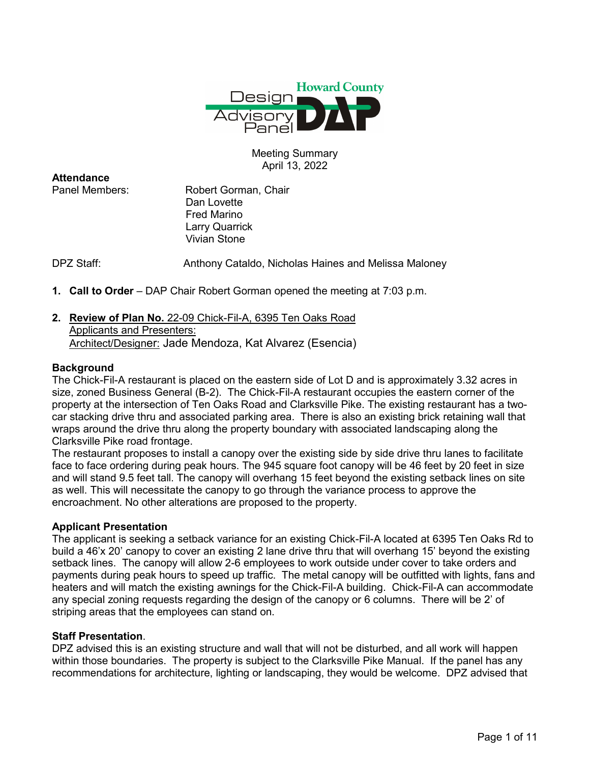Howard County Design Advisory Panel (DAP)

Meeting Summary
April 13, 2022

**Attendance**

Panel Members: Robert Gorman, Chair
Dan Lovette
Fred Marino
Larry Quarrick
Vivian Stone

DPZ Staff: Anthony Cataldo, Nicholas Haines and Melissa Maloney

1. **Call to Order** – DAP Chair Robert Gorman opened the meeting at 7:03 p.m.

2. **Review of Plan No.** 22-09 Chick-Fil-A, 6395 Ten Oaks Road
   Applicants and Presenters:
   Architect/Designer: Jade Mendoza, Kat Alvarez (Esencia)

**Background**

The Chick-Fil-A restaurant is placed on the eastern side of Lot D and is approximately 3.32 acres in size, zoned Business General (B-2). The Chick-Fil-A restaurant occupies the eastern corner of the property at the intersection of Ten Oaks Road and Clarksville Pike. The existing restaurant has a two-car stacking drive thru and associated parking area. There is also an existing brick retaining wall that wraps around the drive thru along the property boundary with associated landscaping along the Clarksville Pike road frontage.

The restaurant proposes to install a canopy over the existing side by side drive thru lanes to facilitate face to face ordering during peak hours. The 945 square foot canopy will be 46 feet by 20 feet in size and will stand 9.5 feet tall. The canopy will overhang 15 feet beyond the existing setback lines on site as well. This will necessitate the canopy to go through the variance process to approve the encroachment. No other alterations are proposed to the property.

**Applicant Presentation**

The applicant is seeking a setback variance for an existing Chick-Fil-A located at 6395 Ten Oaks Rd to build a 46'x 20' canopy to cover an existing 2 lane drive thru that will overhang 15' beyond the existing setback lines. The canopy will allow 2-6 employees to work outside under cover to take orders and payments during peak hours to speed up traffic. The metal canopy will be outfitted with lights, fans and heaters and will match the existing awnings for the Chick-Fil-A building. Chick-Fil-A can accommodate any special zoning requests regarding the design of the canopy or 6 columns. There will be 2' of striping areas that the employees can stand on.

**Staff Presentation**.

DPZ advised this is an existing structure and wall that will not be disturbed, and all work will happen within those boundaries. The property is subject to the Clarksville Pike Manual. If the panel has any recommendations for architecture, lighting or landscaping, they would be welcome. DPZ advised that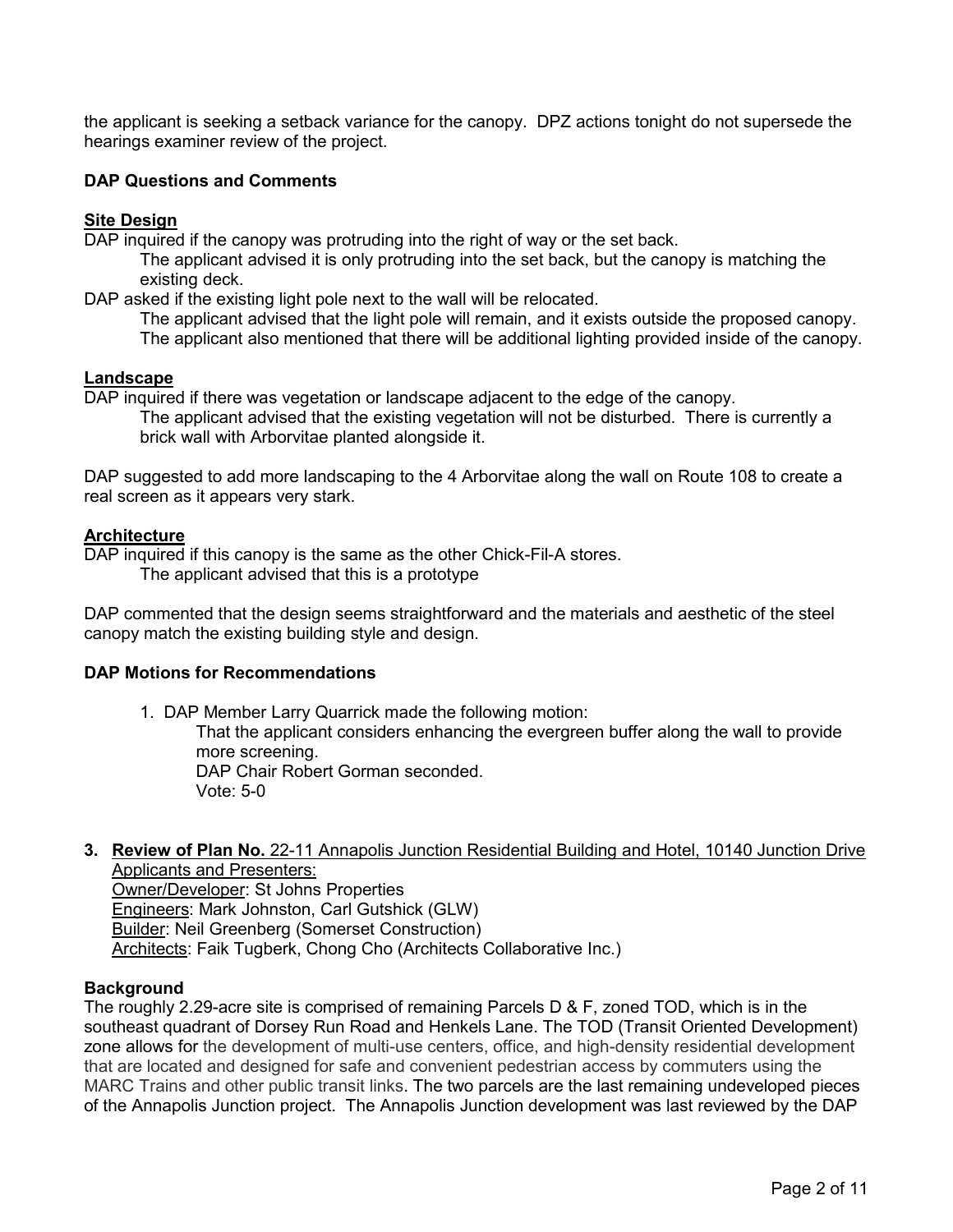the applicant is seeking a setback variance for the canopy. DPZ actions tonight do not supersede the hearings examiner review of the project.

**DAP Questions and Comments**

**Site Design**

DAP inquired if the canopy was protruding into the right of way or the set back.

> The applicant advised it is only protruding into the set back, but the canopy is matching the existing deck.

DAP asked if the existing light pole next to the wall will be relocated.

> The applicant advised that the light pole will remain, and it exists outside the proposed canopy. The applicant also mentioned that there will be additional lighting provided inside of the canopy.

**Landscape**

DAP inquired if there was vegetation or landscape adjacent to the edge of the canopy.

> The applicant advised that the existing vegetation will not be disturbed. There is currently a brick wall with Arborvitae planted alongside it.

DAP suggested to add more landscaping to the 4 Arborvitae along the wall on Route 108 to create a real screen as it appears very stark.

**Architecture**

DAP inquired if this canopy is the same as the other Chick-Fil-A stores.

> The applicant advised that this is a prototype

DAP commented that the design seems straightforward and the materials and aesthetic of the steel canopy match the existing building style and design.

**DAP Motions for Recommendations**

1. DAP Member Larry Quarrick made the following motion:
   That the applicant considers enhancing the evergreen buffer along the wall to provide more screening.
   DAP Chair Robert Gorman seconded.
   Vote: 5-0

**3. Review of Plan No.** 22-11 Annapolis Junction Residential Building and Hotel, 10140 Junction Drive
Applicants and Presenters:
Owner/Developer: St Johns Properties
Engineers: Mark Johnston, Carl Gutshick (GLW)
Builder: Neil Greenberg (Somerset Construction)
Architects: Faik Tugberk, Chong Cho (Architects Collaborative Inc.)

**Background**

The roughly 2.29-acre site is comprised of remaining Parcels D & F, zoned TOD, which is in the southeast quadrant of Dorsey Run Road and Henkels Lane. The TOD (Transit Oriented Development) zone allows for the development of multi-use centers, office, and high-density residential development that are located and designed for safe and convenient pedestrian access by commuters using the MARC Trains and other public transit links. The two parcels are the last remaining undeveloped pieces of the Annapolis Junction project. The Annapolis Junction development was last reviewed by the DAP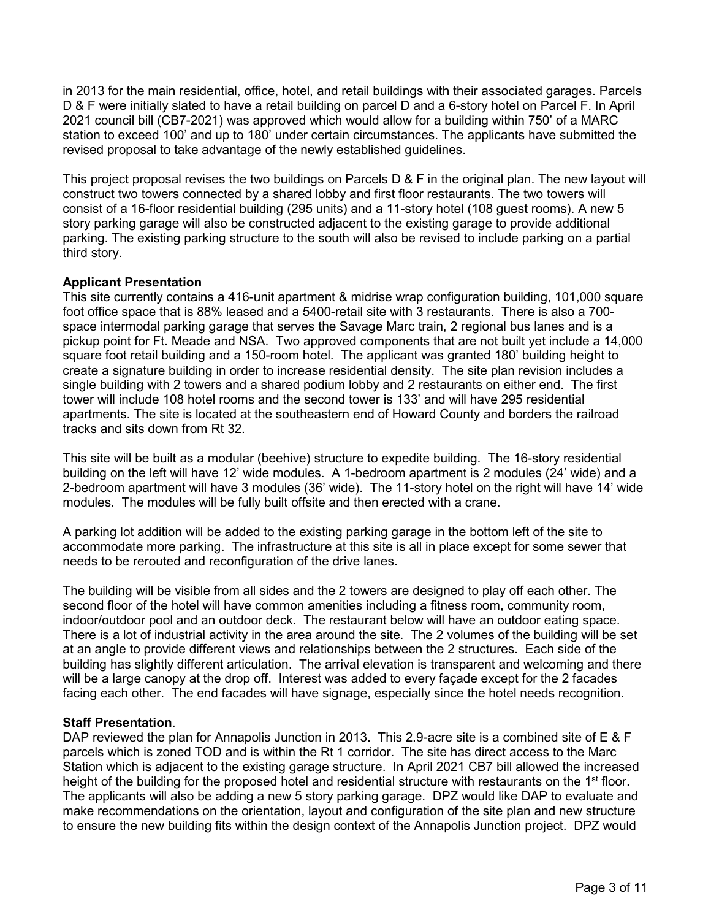in 2013 for the main residential, office, hotel, and retail buildings with their associated garages. Parcels D & F were initially slated to have a retail building on parcel D and a 6-story hotel on Parcel F. In April 2021 council bill (CB7-2021) was approved which would allow for a building within 750' of a MARC station to exceed 100' and up to 180' under certain circumstances. The applicants have submitted the revised proposal to take advantage of the newly established guidelines.

This project proposal revises the two buildings on Parcels D & F in the original plan. The new layout will construct two towers connected by a shared lobby and first floor restaurants. The two towers will consist of a 16-floor residential building (295 units) and a 11-story hotel (108 guest rooms). A new 5 story parking garage will also be constructed adjacent to the existing garage to provide additional parking. The existing parking structure to the south will also be revised to include parking on a partial third story.

**Applicant Presentation**

This site currently contains a 416-unit apartment & midrise wrap configuration building, 101,000 square foot office space that is 88% leased and a 5400-retail site with 3 restaurants. There is also a 700-space intermodal parking garage that serves the Savage Marc train, 2 regional bus lanes and is a pickup point for Ft. Meade and NSA. Two approved components that are not built yet include a 14,000 square foot retail building and a 150-room hotel. The applicant was granted 180' building height to create a signature building in order to increase residential density. The site plan revision includes a single building with 2 towers and a shared podium lobby and 2 restaurants on either end. The first tower will include 108 hotel rooms and the second tower is 133' and will have 295 residential apartments. The site is located at the southeastern end of Howard County and borders the railroad tracks and sits down from Rt 32.

This site will be built as a modular (beehive) structure to expedite building. The 16-story residential building on the left will have 12' wide modules. A 1-bedroom apartment is 2 modules (24' wide) and a 2-bedroom apartment will have 3 modules (36' wide). The 11-story hotel on the right will have 14' wide modules. The modules will be fully built offsite and then erected with a crane.

A parking lot addition will be added to the existing parking garage in the bottom left of the site to accommodate more parking. The infrastructure at this site is all in place except for some sewer that needs to be rerouted and reconfiguration of the drive lanes.

The building will be visible from all sides and the 2 towers are designed to play off each other. The second floor of the hotel will have common amenities including a fitness room, community room, indoor/outdoor pool and an outdoor deck. The restaurant below will have an outdoor eating space. There is a lot of industrial activity in the area around the site. The 2 volumes of the building will be set at an angle to provide different views and relationships between the 2 structures. Each side of the building has slightly different articulation. The arrival elevation is transparent and welcoming and there will be a large canopy at the drop off. Interest was added to every façade except for the 2 facades facing each other. The end facades will have signage, especially since the hotel needs recognition.

**Staff Presentation**.

DAP reviewed the plan for Annapolis Junction in 2013. This 2.9-acre site is a combined site of E & F parcels which is zoned TOD and is within the Rt 1 corridor. The site has direct access to the Marc Station which is adjacent to the existing garage structure. In April 2021 CB7 bill allowed the increased height of the building for the proposed hotel and residential structure with restaurants on the 1st floor. The applicants will also be adding a new 5 story parking garage. DPZ would like DAP to evaluate and make recommendations on the orientation, layout and configuration of the site plan and new structure to ensure the new building fits within the design context of the Annapolis Junction project. DPZ would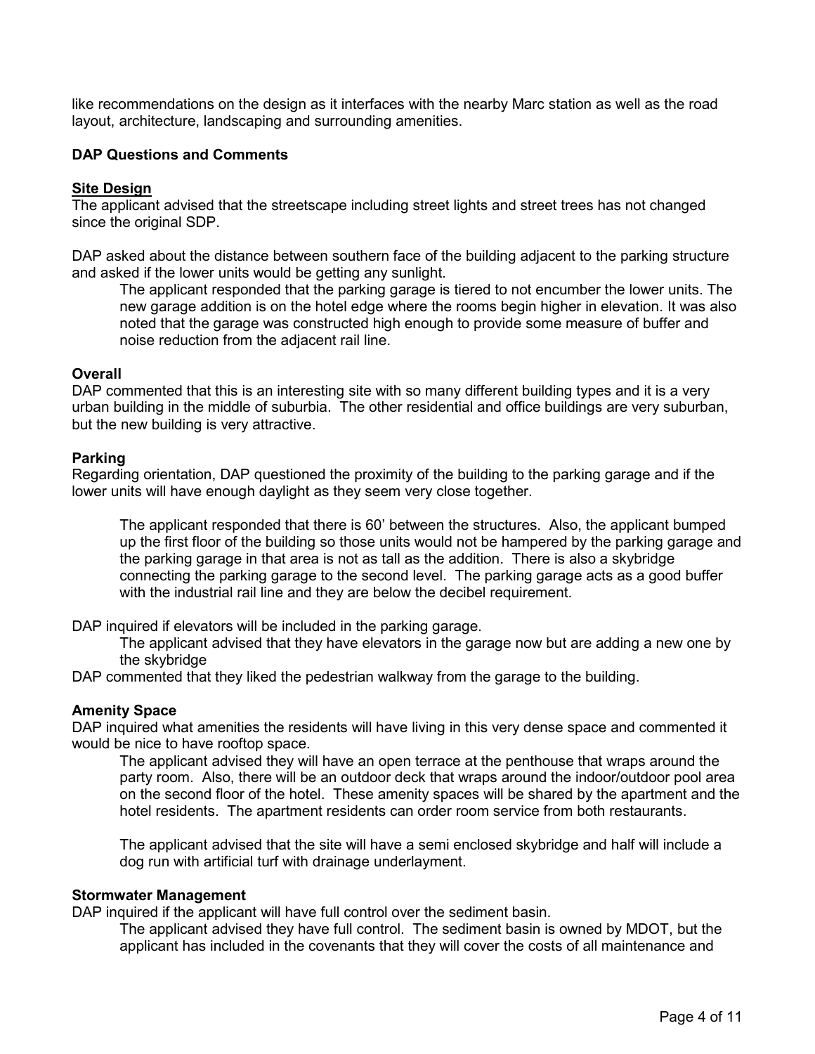like recommendations on the design as it interfaces with the nearby Marc station as well as the road layout, architecture, landscaping and surrounding amenities.

**DAP Questions and Comments**

**Site Design**

The applicant advised that the streetscape including street lights and street trees has not changed since the original SDP.

DAP asked about the distance between southern face of the building adjacent to the parking structure and asked if the lower units would be getting any sunlight.

> The applicant responded that the parking garage is tiered to not encumber the lower units. The new garage addition is on the hotel edge where the rooms begin higher in elevation. It was also noted that the garage was constructed high enough to provide some measure of buffer and noise reduction from the adjacent rail line.

**Overall**

DAP commented that this is an interesting site with so many different building types and it is a very urban building in the middle of suburbia. The other residential and office buildings are very suburban, but the new building is very attractive.

**Parking**

Regarding orientation, DAP questioned the proximity of the building to the parking garage and if the lower units will have enough daylight as they seem very close together.

> The applicant responded that there is 60' between the structures. Also, the applicant bumped up the first floor of the building so those units would not be hampered by the parking garage and the parking garage in that area is not as tall as the addition. There is also a skybridge connecting the parking garage to the second level. The parking garage acts as a good buffer with the industrial rail line and they are below the decibel requirement.

DAP inquired if elevators will be included in the parking garage.

> The applicant advised that they have elevators in the garage now but are adding a new one by the skybridge

DAP commented that they liked the pedestrian walkway from the garage to the building.

**Amenity Space**

DAP inquired what amenities the residents will have living in this very dense space and commented it would be nice to have rooftop space.

> The applicant advised they will have an open terrace at the penthouse that wraps around the party room. Also, there will be an outdoor deck that wraps around the indoor/outdoor pool area on the second floor of the hotel. These amenity spaces will be shared by the apartment and the hotel residents. The apartment residents can order room service from both restaurants.
>
> The applicant advised that the site will have a semi enclosed skybridge and half will include a dog run with artificial turf with drainage underlayment.

**Stormwater Management**

DAP inquired if the applicant will have full control over the sediment basin.

> The applicant advised they have full control. The sediment basin is owned by MDOT, but the applicant has included in the covenants that they will cover the costs of all maintenance and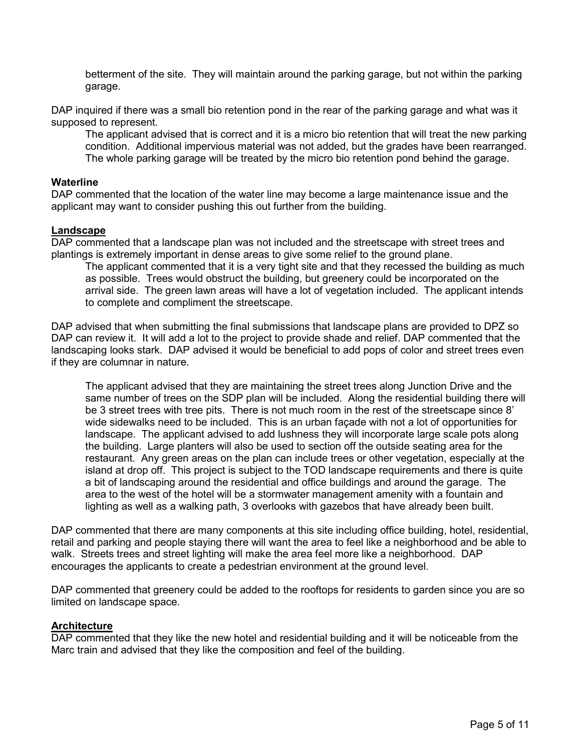betterment of the site. They will maintain around the parking garage, but not within the parking garage.

DAP inquired if there was a small bio retention pond in the rear of the parking garage and what was it supposed to represent.

> The applicant advised that is correct and it is a micro bio retention that will treat the new parking condition. Additional impervious material was not added, but the grades have been rearranged. The whole parking garage will be treated by the micro bio retention pond behind the garage.

**Waterline**

DAP commented that the location of the water line may become a large maintenance issue and the applicant may want to consider pushing this out further from the building.

**Landscape**

DAP commented that a landscape plan was not included and the streetscape with street trees and plantings is extremely important in dense areas to give some relief to the ground plane.

> The applicant commented that it is a very tight site and that they recessed the building as much as possible. Trees would obstruct the building, but greenery could be incorporated on the arrival side. The green lawn areas will have a lot of vegetation included. The applicant intends to complete and compliment the streetscape.

DAP advised that when submitting the final submissions that landscape plans are provided to DPZ so DAP can review it. It will add a lot to the project to provide shade and relief. DAP commented that the landscaping looks stark. DAP advised it would be beneficial to add pops of color and street trees even if they are columnar in nature.

> The applicant advised that they are maintaining the street trees along Junction Drive and the same number of trees on the SDP plan will be included. Along the residential building there will be 3 street trees with tree pits. There is not much room in the rest of the streetscape since 8' wide sidewalks need to be included. This is an urban façade with not a lot of opportunities for landscape. The applicant advised to add lushness they will incorporate large scale pots along the building. Large planters will also be used to section off the outside seating area for the restaurant. Any green areas on the plan can include trees or other vegetation, especially at the island at drop off. This project is subject to the TOD landscape requirements and there is quite a bit of landscaping around the residential and office buildings and around the garage. The area to the west of the hotel will be a stormwater management amenity with a fountain and lighting as well as a walking path, 3 overlooks with gazebos that have already been built.

DAP commented that there are many components at this site including office building, hotel, residential, retail and parking and people staying there will want the area to feel like a neighborhood and be able to walk. Streets trees and street lighting will make the area feel more like a neighborhood. DAP encourages the applicants to create a pedestrian environment at the ground level.

DAP commented that greenery could be added to the rooftops for residents to garden since you are so limited on landscape space.

**Architecture**

DAP commented that they like the new hotel and residential building and it will be noticeable from the Marc train and advised that they like the composition and feel of the building.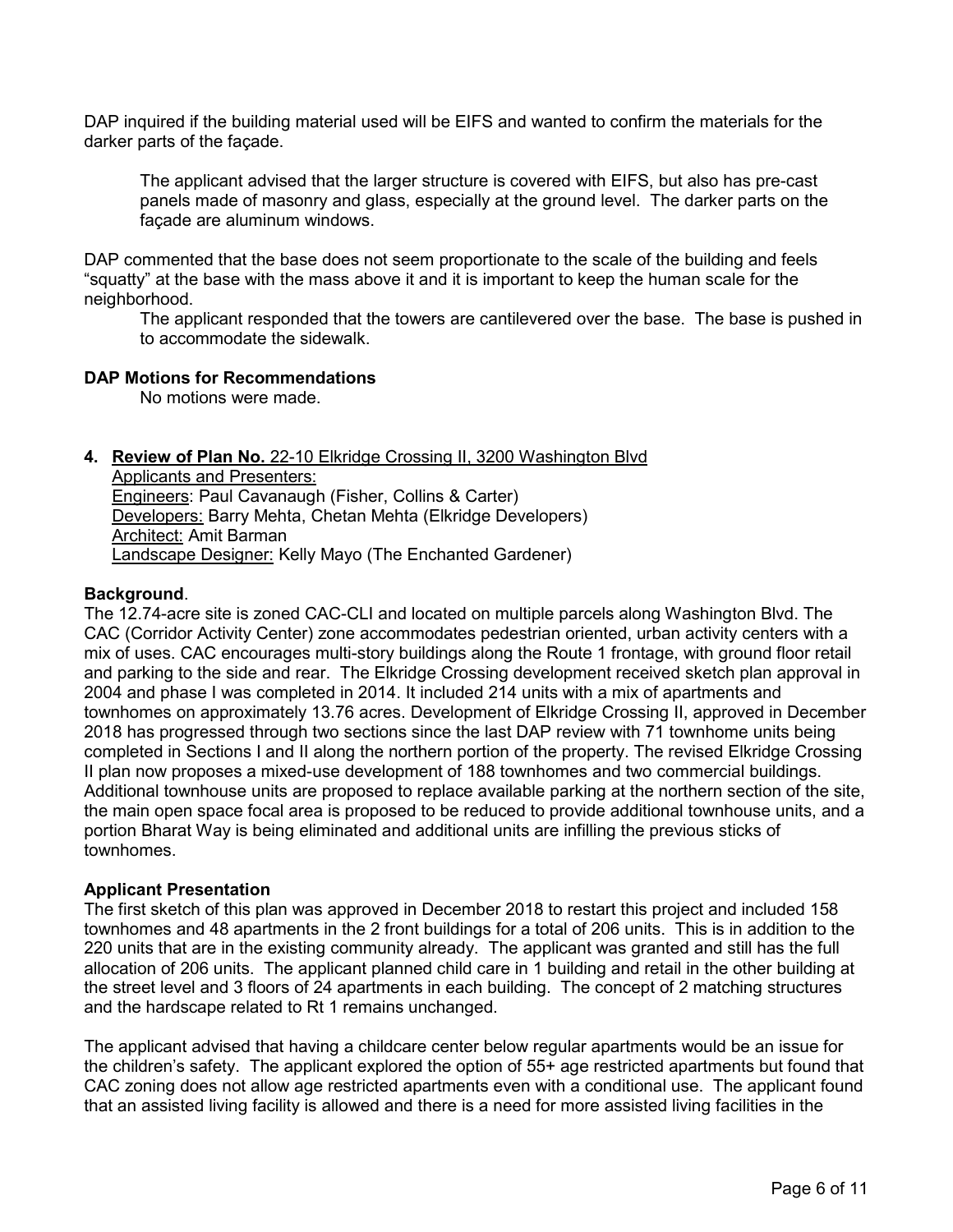DAP inquired if the building material used will be EIFS and wanted to confirm the materials for the darker parts of the façade.

> The applicant advised that the larger structure is covered with EIFS, but also has pre-cast panels made of masonry and glass, especially at the ground level. The darker parts on the façade are aluminum windows.

DAP commented that the base does not seem proportionate to the scale of the building and feels "squatty" at the base with the mass above it and it is important to keep the human scale for the neighborhood.

> The applicant responded that the towers are cantilevered over the base. The base is pushed in to accommodate the sidewalk.

**DAP Motions for Recommendations**

No motions were made.

4. **Review of Plan No.** 22-10 Elkridge Crossing II, 3200 Washington Blvd

Applicants and Presenters:
Engineers: Paul Cavanaugh (Fisher, Collins & Carter)
Developers: Barry Mehta, Chetan Mehta (Elkridge Developers)
Architect: Amit Barman
Landscape Designer: Kelly Mayo (The Enchanted Gardener)

**Background**.

The 12.74-acre site is zoned CAC-CLI and located on multiple parcels along Washington Blvd. The CAC (Corridor Activity Center) zone accommodates pedestrian oriented, urban activity centers with a mix of uses. CAC encourages multi-story buildings along the Route 1 frontage, with ground floor retail and parking to the side and rear. The Elkridge Crossing development received sketch plan approval in 2004 and phase I was completed in 2014. It included 214 units with a mix of apartments and townhomes on approximately 13.76 acres. Development of Elkridge Crossing II, approved in December 2018 has progressed through two sections since the last DAP review with 71 townhome units being completed in Sections I and II along the northern portion of the property. The revised Elkridge Crossing II plan now proposes a mixed-use development of 188 townhomes and two commercial buildings. Additional townhouse units are proposed to replace available parking at the northern section of the site, the main open space focal area is proposed to be reduced to provide additional townhouse units, and a portion Bharat Way is being eliminated and additional units are infilling the previous sticks of townhomes.

**Applicant Presentation**

The first sketch of this plan was approved in December 2018 to restart this project and included 158 townhomes and 48 apartments in the 2 front buildings for a total of 206 units. This is in addition to the 220 units that are in the existing community already. The applicant was granted and still has the full allocation of 206 units. The applicant planned child care in 1 building and retail in the other building at the street level and 3 floors of 24 apartments in each building. The concept of 2 matching structures and the hardscape related to Rt 1 remains unchanged.

The applicant advised that having a childcare center below regular apartments would be an issue for the children's safety. The applicant explored the option of 55+ age restricted apartments but found that CAC zoning does not allow age restricted apartments even with a conditional use. The applicant found that an assisted living facility is allowed and there is a need for more assisted living facilities in the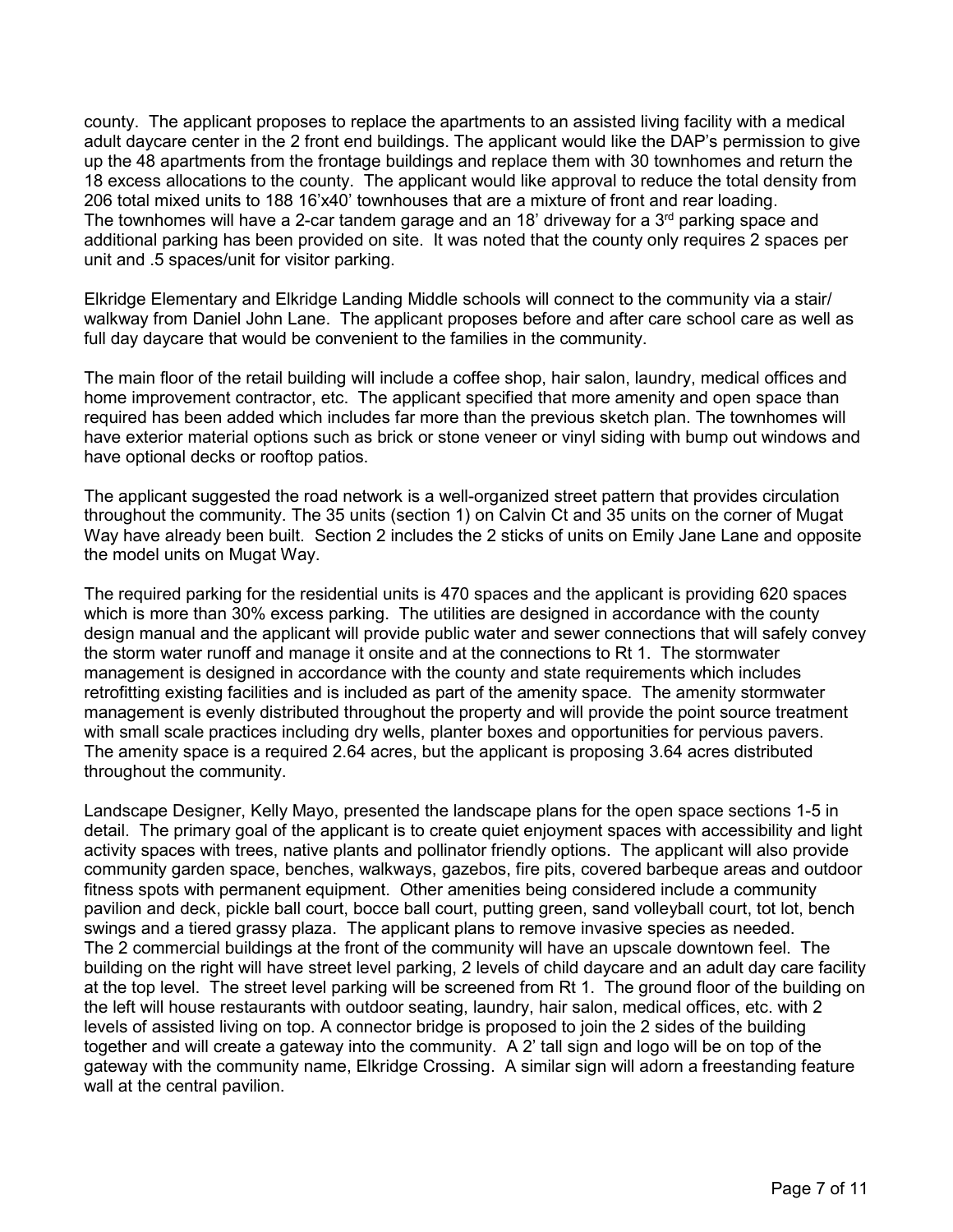county. The applicant proposes to replace the apartments to an assisted living facility with a medical adult daycare center in the 2 front end buildings. The applicant would like the DAP's permission to give up the 48 apartments from the frontage buildings and replace them with 30 townhomes and return the 18 excess allocations to the county. The applicant would like approval to reduce the total density from 206 total mixed units to 188 16'x40' townhouses that are a mixture of front and rear loading. The townhomes will have a 2-car tandem garage and an 18' driveway for a 3rd parking space and additional parking has been provided on site. It was noted that the county only requires 2 spaces per unit and .5 spaces/unit for visitor parking.

Elkridge Elementary and Elkridge Landing Middle schools will connect to the community via a stair/ walkway from Daniel John Lane. The applicant proposes before and after care school care as well as full day daycare that would be convenient to the families in the community.

The main floor of the retail building will include a coffee shop, hair salon, laundry, medical offices and home improvement contractor, etc. The applicant specified that more amenity and open space than required has been added which includes far more than the previous sketch plan. The townhomes will have exterior material options such as brick or stone veneer or vinyl siding with bump out windows and have optional decks or rooftop patios.

The applicant suggested the road network is a well-organized street pattern that provides circulation throughout the community. The 35 units (section 1) on Calvin Ct and 35 units on the corner of Mugat Way have already been built. Section 2 includes the 2 sticks of units on Emily Jane Lane and opposite the model units on Mugat Way.

The required parking for the residential units is 470 spaces and the applicant is providing 620 spaces which is more than 30% excess parking. The utilities are designed in accordance with the county design manual and the applicant will provide public water and sewer connections that will safely convey the storm water runoff and manage it onsite and at the connections to Rt 1. The stormwater management is designed in accordance with the county and state requirements which includes retrofitting existing facilities and is included as part of the amenity space. The amenity stormwater management is evenly distributed throughout the property and will provide the point source treatment with small scale practices including dry wells, planter boxes and opportunities for pervious pavers. The amenity space is a required 2.64 acres, but the applicant is proposing 3.64 acres distributed throughout the community.

Landscape Designer, Kelly Mayo, presented the landscape plans for the open space sections 1-5 in detail. The primary goal of the applicant is to create quiet enjoyment spaces with accessibility and light activity spaces with trees, native plants and pollinator friendly options. The applicant will also provide community garden space, benches, walkways, gazebos, fire pits, covered barbeque areas and outdoor fitness spots with permanent equipment. Other amenities being considered include a community pavilion and deck, pickle ball court, bocce ball court, putting green, sand volleyball court, tot lot, bench swings and a tiered grassy plaza. The applicant plans to remove invasive species as needed. The 2 commercial buildings at the front of the community will have an upscale downtown feel. The building on the right will have street level parking, 2 levels of child daycare and an adult day care facility at the top level. The street level parking will be screened from Rt 1. The ground floor of the building on the left will house restaurants with outdoor seating, laundry, hair salon, medical offices, etc. with 2 levels of assisted living on top. A connector bridge is proposed to join the 2 sides of the building together and will create a gateway into the community. A 2' tall sign and logo will be on top of the gateway with the community name, Elkridge Crossing. A similar sign will adorn a freestanding feature wall at the central pavilion.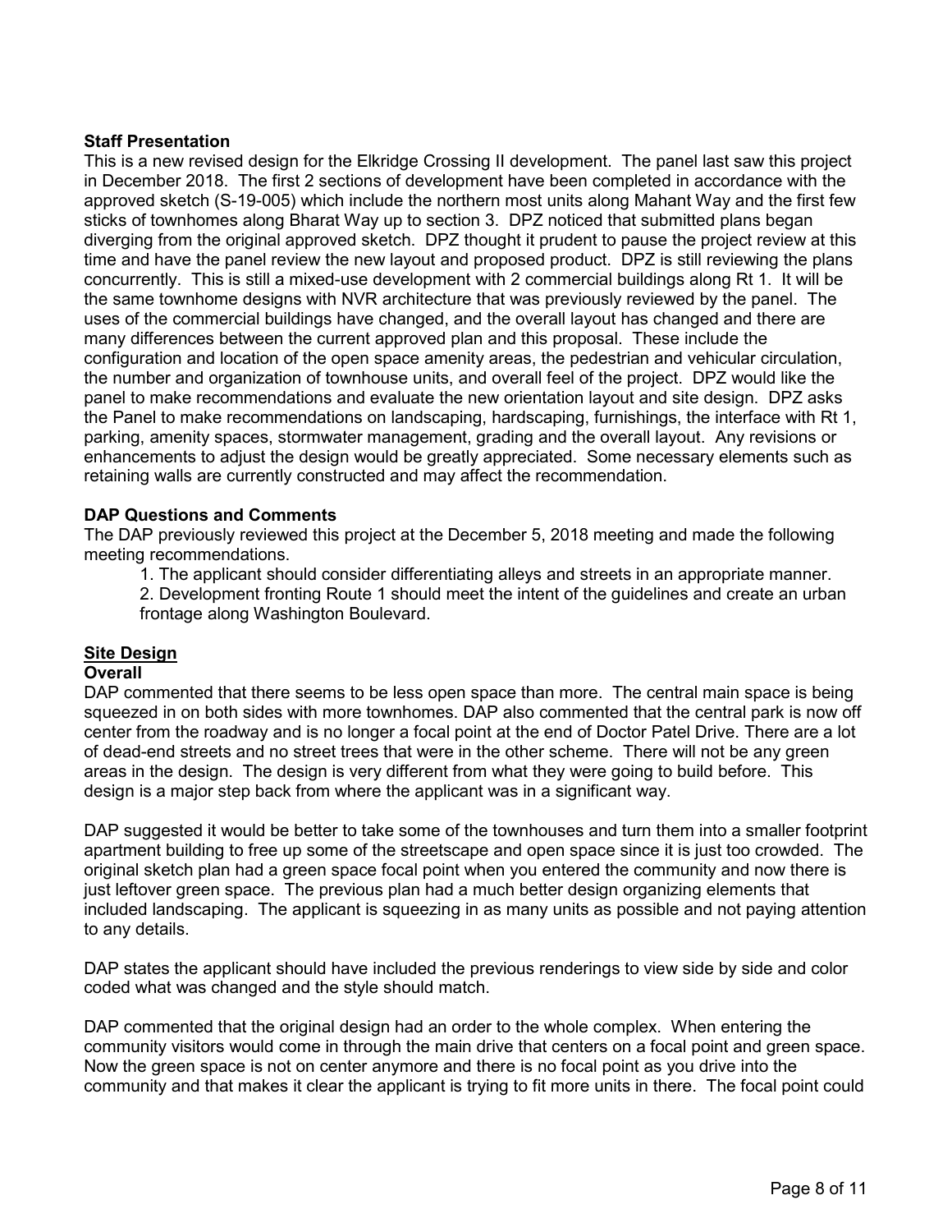**Staff Presentation**

This is a new revised design for the Elkridge Crossing II development. The panel last saw this project in December 2018. The first 2 sections of development have been completed in accordance with the approved sketch (S-19-005) which include the northern most units along Mahant Way and the first few sticks of townhomes along Bharat Way up to section 3. DPZ noticed that submitted plans began diverging from the original approved sketch. DPZ thought it prudent to pause the project review at this time and have the panel review the new layout and proposed product. DPZ is still reviewing the plans concurrently. This is still a mixed-use development with 2 commercial buildings along Rt 1. It will be the same townhome designs with NVR architecture that was previously reviewed by the panel. The uses of the commercial buildings have changed, and the overall layout has changed and there are many differences between the current approved plan and this proposal. These include the configuration and location of the open space amenity areas, the pedestrian and vehicular circulation, the number and organization of townhouse units, and overall feel of the project. DPZ would like the panel to make recommendations and evaluate the new orientation layout and site design. DPZ asks the Panel to make recommendations on landscaping, hardscaping, furnishings, the interface with Rt 1, parking, amenity spaces, stormwater management, grading and the overall layout. Any revisions or enhancements to adjust the design would be greatly appreciated. Some necessary elements such as retaining walls are currently constructed and may affect the recommendation.

**DAP Questions and Comments**

The DAP previously reviewed this project at the December 5, 2018 meeting and made the following meeting recommendations.

1. The applicant should consider differentiating alleys and streets in an appropriate manner.
2. Development fronting Route 1 should meet the intent of the guidelines and create an urban frontage along Washington Boulevard.

**Site Design**

**Overall**

DAP commented that there seems to be less open space than more. The central main space is being squeezed in on both sides with more townhomes. DAP also commented that the central park is now off center from the roadway and is no longer a focal point at the end of Doctor Patel Drive. There are a lot of dead-end streets and no street trees that were in the other scheme. There will not be any green areas in the design. The design is very different from what they were going to build before. This design is a major step back from where the applicant was in a significant way.

DAP suggested it would be better to take some of the townhouses and turn them into a smaller footprint apartment building to free up some of the streetscape and open space since it is just too crowded. The original sketch plan had a green space focal point when you entered the community and now there is just leftover green space. The previous plan had a much better design organizing elements that included landscaping. The applicant is squeezing in as many units as possible and not paying attention to any details.

DAP states the applicant should have included the previous renderings to view side by side and color coded what was changed and the style should match.

DAP commented that the original design had an order to the whole complex. When entering the community visitors would come in through the main drive that centers on a focal point and green space. Now the green space is not on center anymore and there is no focal point as you drive into the community and that makes it clear the applicant is trying to fit more units in there. The focal point could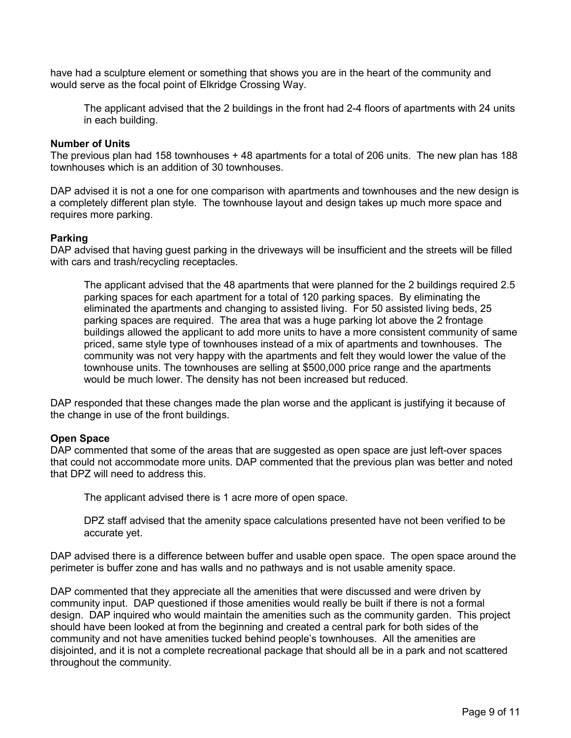have had a sculpture element or something that shows you are in the heart of the community and would serve as the focal point of Elkridge Crossing Way.

> The applicant advised that the 2 buildings in the front had 2-4 floors of apartments with 24 units in each building.

**Number of Units**

The previous plan had 158 townhouses + 48 apartments for a total of 206 units. The new plan has 188 townhouses which is an addition of 30 townhouses.

DAP advised it is not a one for one comparison with apartments and townhouses and the new design is a completely different plan style. The townhouse layout and design takes up much more space and requires more parking.

**Parking**

DAP advised that having guest parking in the driveways will be insufficient and the streets will be filled with cars and trash/recycling receptacles.

> The applicant advised that the 48 apartments that were planned for the 2 buildings required 2.5 parking spaces for each apartment for a total of 120 parking spaces. By eliminating the eliminated the apartments and changing to assisted living. For 50 assisted living beds, 25 parking spaces are required. The area that was a huge parking lot above the 2 frontage buildings allowed the applicant to add more units to have a more consistent community of same priced, same style type of townhouses instead of a mix of apartments and townhouses. The community was not very happy with the apartments and felt they would lower the value of the townhouse units. The townhouses are selling at $500,000 price range and the apartments would be much lower. The density has not been increased but reduced.

DAP responded that these changes made the plan worse and the applicant is justifying it because of the change in use of the front buildings.

**Open Space**

DAP commented that some of the areas that are suggested as open space are just left-over spaces that could not accommodate more units. DAP commented that the previous plan was better and noted that DPZ will need to address this.

> The applicant advised there is 1 acre more of open space.
>
> DPZ staff advised that the amenity space calculations presented have not been verified to be accurate yet.

DAP advised there is a difference between buffer and usable open space. The open space around the perimeter is buffer zone and has walls and no pathways and is not usable amenity space.

DAP commented that they appreciate all the amenities that were discussed and were driven by community input. DAP questioned if those amenities would really be built if there is not a formal design. DAP inquired who would maintain the amenities such as the community garden. This project should have been looked at from the beginning and created a central park for both sides of the community and not have amenities tucked behind people's townhouses. All the amenities are disjointed, and it is not a complete recreational package that should all be in a park and not scattered throughout the community.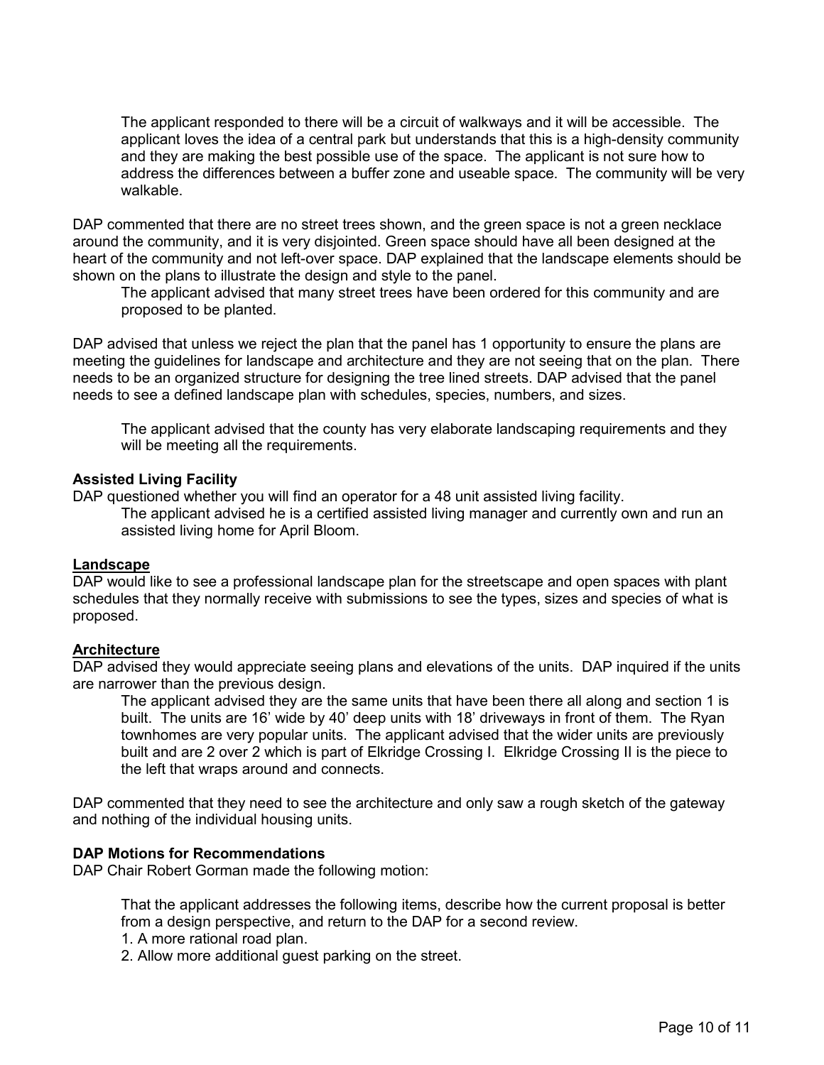The applicant responded to there will be a circuit of walkways and it will be accessible. The applicant loves the idea of a central park but understands that this is a high-density community and they are making the best possible use of the space. The applicant is not sure how to address the differences between a buffer zone and useable space. The community will be very walkable.

DAP commented that there are no street trees shown, and the green space is not a green necklace around the community, and it is very disjointed. Green space should have all been designed at the heart of the community and not left-over space. DAP explained that the landscape elements should be shown on the plans to illustrate the design and style to the panel.

The applicant advised that many street trees have been ordered for this community and are proposed to be planted.

DAP advised that unless we reject the plan that the panel has 1 opportunity to ensure the plans are meeting the guidelines for landscape and architecture and they are not seeing that on the plan. There needs to be an organized structure for designing the tree lined streets. DAP advised that the panel needs to see a defined landscape plan with schedules, species, numbers, and sizes.

The applicant advised that the county has very elaborate landscaping requirements and they will be meeting all the requirements.

**Assisted Living Facility**

DAP questioned whether you will find an operator for a 48 unit assisted living facility.

The applicant advised he is a certified assisted living manager and currently own and run an assisted living home for April Bloom.

**Landscape**

DAP would like to see a professional landscape plan for the streetscape and open spaces with plant schedules that they normally receive with submissions to see the types, sizes and species of what is proposed.

**Architecture**

DAP advised they would appreciate seeing plans and elevations of the units. DAP inquired if the units are narrower than the previous design.

The applicant advised they are the same units that have been there all along and section 1 is built. The units are 16' wide by 40' deep units with 18' driveways in front of them. The Ryan townhomes are very popular units. The applicant advised that the wider units are previously built and are 2 over 2 which is part of Elkridge Crossing I. Elkridge Crossing II is the piece to the left that wraps around and connects.

DAP commented that they need to see the architecture and only saw a rough sketch of the gateway and nothing of the individual housing units.

**DAP Motions for Recommendations**

DAP Chair Robert Gorman made the following motion:

That the applicant addresses the following items, describe how the current proposal is better from a design perspective, and return to the DAP for a second review.

1. A more rational road plan.
2. Allow more additional guest parking on the street.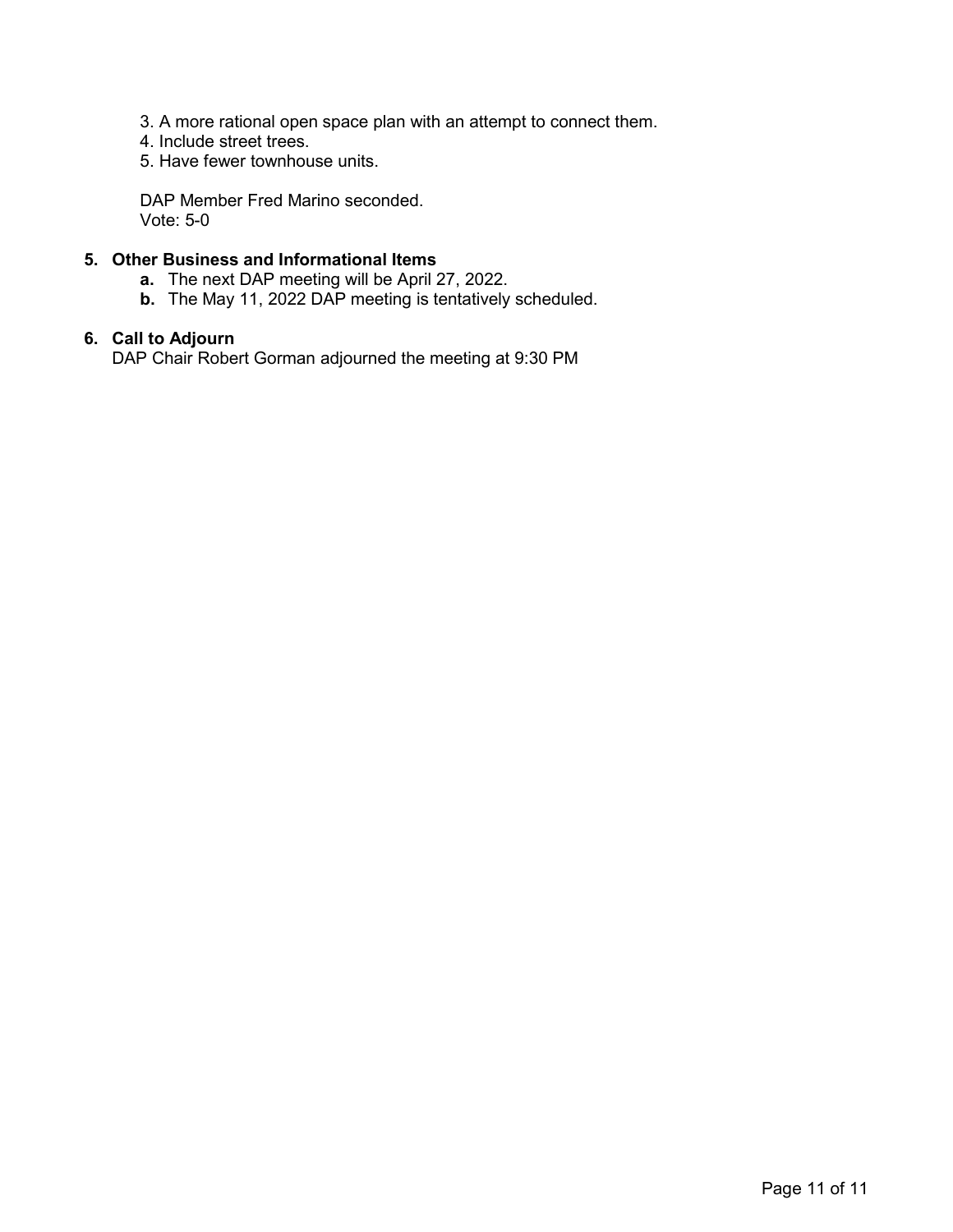3. A more rational open space plan with an attempt to connect them.
4. Include street trees.
5. Have fewer townhouse units.

DAP Member Fred Marino seconded.
Vote: 5-0

**5. Other Business and Informational Items**

- **a.** The next DAP meeting will be April 27, 2022.
- **b.** The May 11, 2022 DAP meeting is tentatively scheduled.

**6. Call to Adjourn**

DAP Chair Robert Gorman adjourned the meeting at 9:30 PM